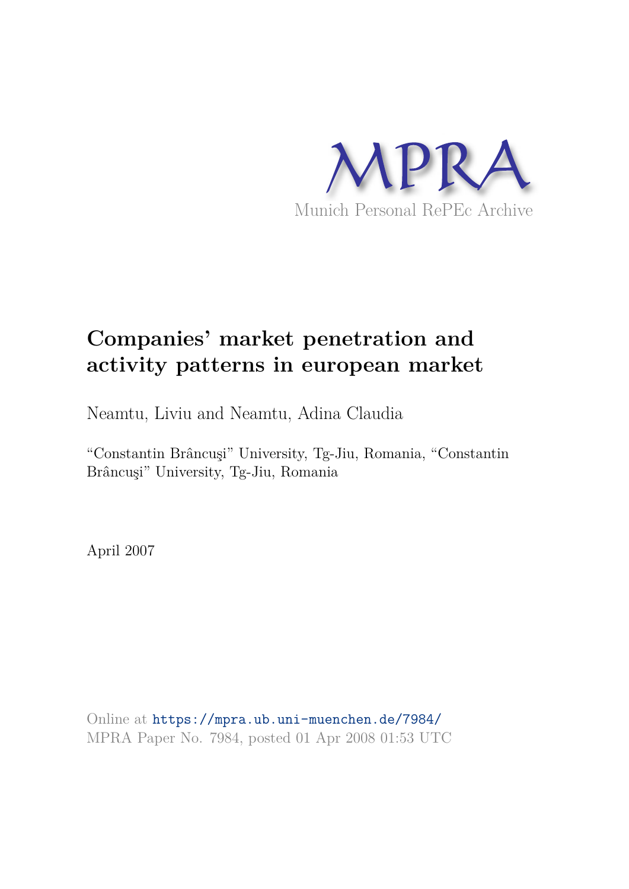MPRA

Munich Personal RePEc Archive

# Companies' market penetration and activity patterns in european market

Neamtu, Liviu and Neamtu, Adina Claudia

"Constantin Brâncuşi" University, Tg-Jiu, Romania, "Constantin Brâncuşi" University, Tg-Jiu, Romania

April 2007

Online at https://mpra.ub.uni-muenchen.de/7984/
MPRA Paper No. 7984, posted 01 Apr 2008 01:53 UTC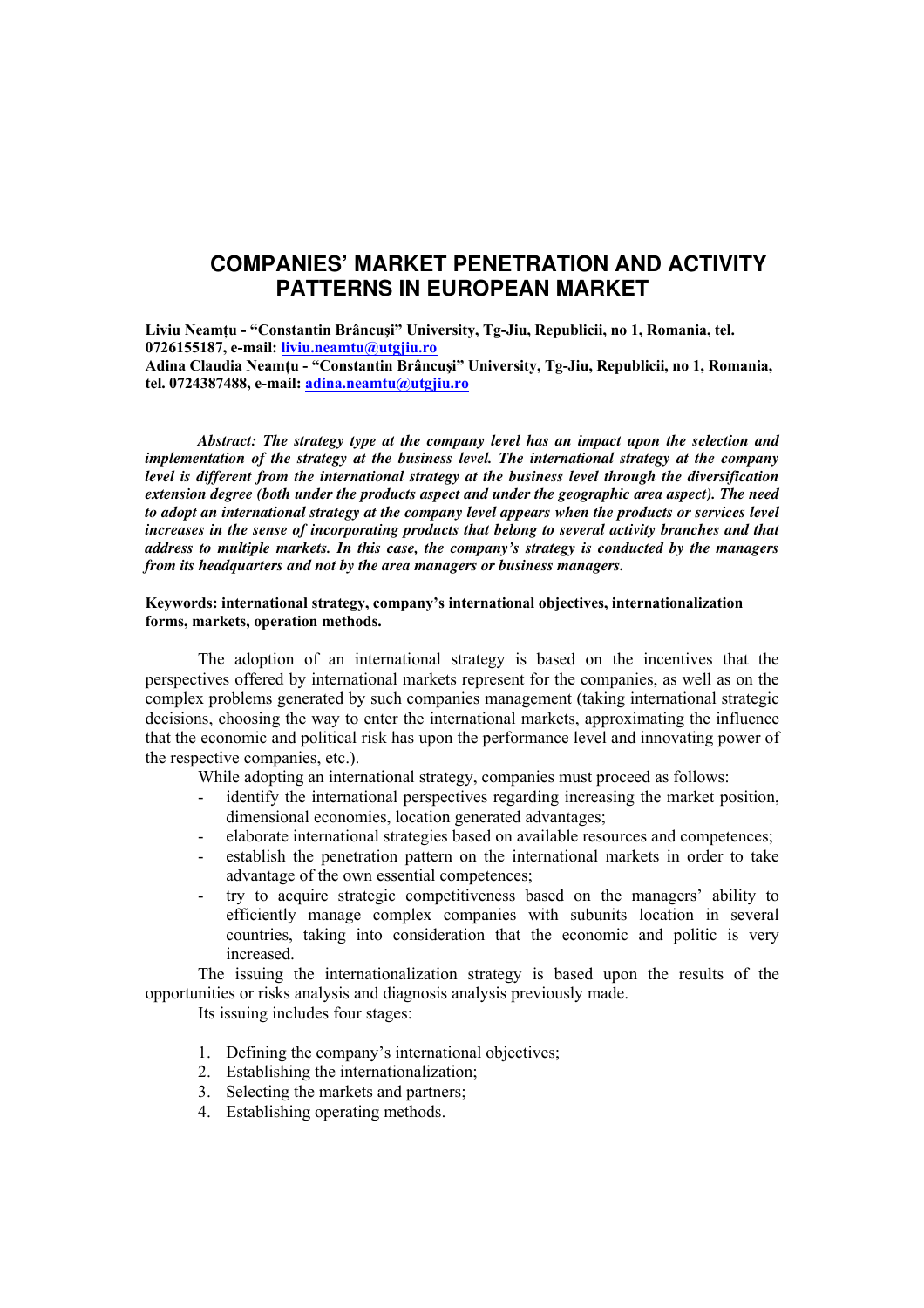# COMPANIES' MARKET PENETRATION AND ACTIVITY PATTERNS IN EUROPEAN MARKET

**Liviu Neamțu - "Constantin Brâncuşi" University, Tg-Jiu, Republicii, no 1, Romania, tel. 0726155187, e-mail: liviu.neamtu@utgjiu.ro**
**Adina Claudia Neamțu - "Constantin Brâncuşi" University, Tg-Jiu, Republicii, no 1, Romania, tel. 0724387488, e-mail: adina.neamtu@utgjiu.ro**

***Abstract: The strategy type at the company level has an impact upon the selection and implementation of the strategy at the business level. The international strategy at the company level is different from the international strategy at the business level through the diversification extension degree (both under the products aspect and under the geographic area aspect). The need to adopt an international strategy at the company level appears when the products or services level increases in the sense of incorporating products that belong to several activity branches and that address to multiple markets. In this case, the company's strategy is conducted by the managers from its headquarters and not by the area managers or business managers.***

**Keywords: international strategy, company's international objectives, internationalization forms, markets, operation methods.**

The adoption of an international strategy is based on the incentives that the perspectives offered by international markets represent for the companies, as well as on the complex problems generated by such companies management (taking international strategic decisions, choosing the way to enter the international markets, approximating the influence that the economic and political risk has upon the performance level and innovating power of the respective companies, etc.).

While adopting an international strategy, companies must proceed as follows:

- identify the international perspectives regarding increasing the market position, dimensional economies, location generated advantages;
- elaborate international strategies based on available resources and competences;
- establish the penetration pattern on the international markets in order to take advantage of the own essential competences;
- try to acquire strategic competitiveness based on the managers' ability to efficiently manage complex companies with subunits location in several countries, taking into consideration that the economic and politic is very increased.

The issuing the internationalization strategy is based upon the results of the opportunities or risks analysis and diagnosis analysis previously made.

Its issuing includes four stages:

1. Defining the company's international objectives;
2. Establishing the internationalization;
3. Selecting the markets and partners;
4. Establishing operating methods.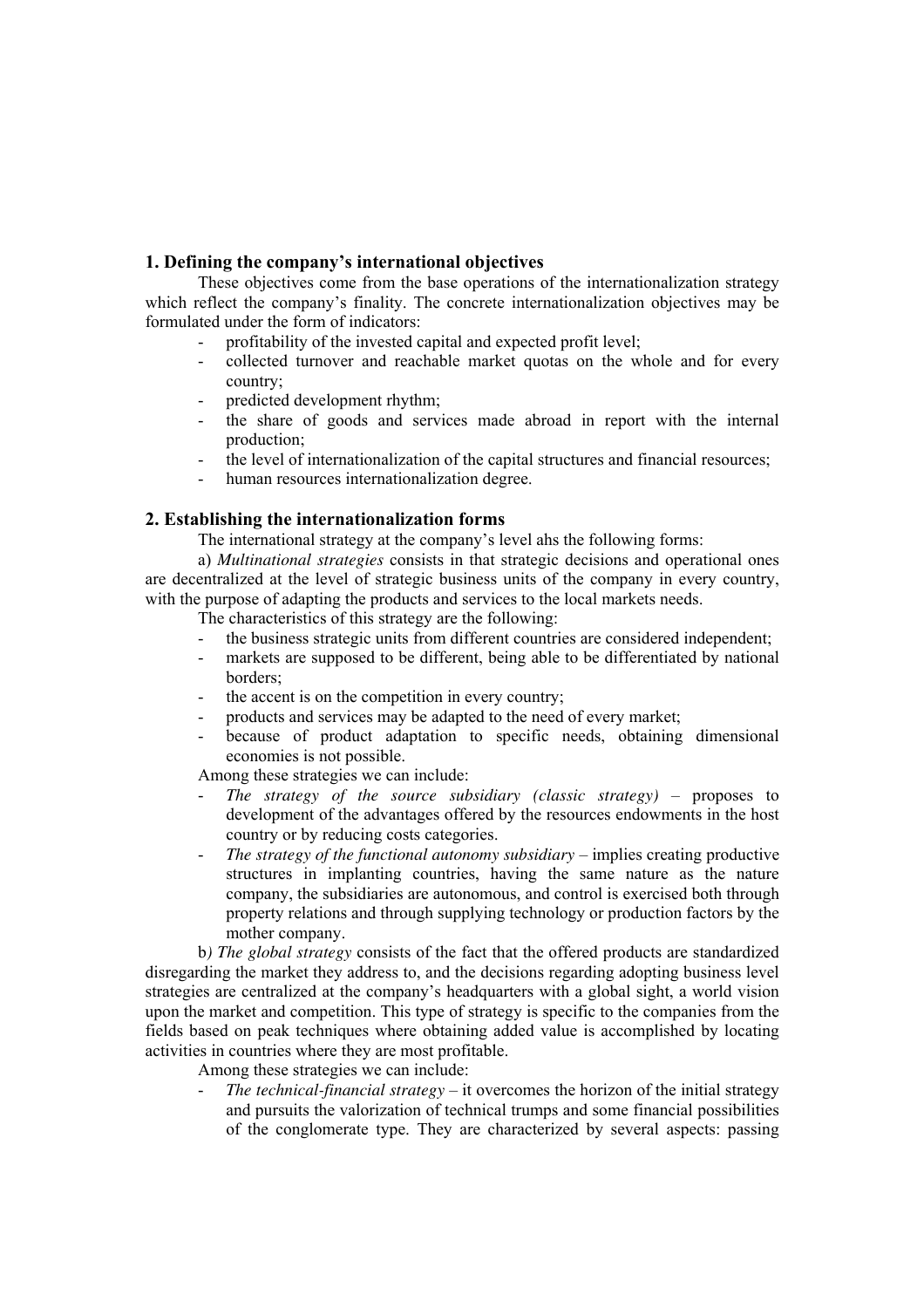## 1. Defining the company's international objectives

These objectives come from the base operations of the internationalization strategy which reflect the company's finality. The concrete internationalization objectives may be formulated under the form of indicators:

- profitability of the invested capital and expected profit level;
- collected turnover and reachable market quotas on the whole and for every country;
- predicted development rhythm;
- the share of goods and services made abroad in report with the internal production;
- the level of internationalization of the capital structures and financial resources;
- human resources internationalization degree.

## 2. Establishing the internationalization forms

The international strategy at the company's level ahs the following forms:

a) *Multinational strategies* consists in that strategic decisions and operational ones are decentralized at the level of strategic business units of the company in every country, with the purpose of adapting the products and services to the local markets needs.

The characteristics of this strategy are the following:

- the business strategic units from different countries are considered independent;
- markets are supposed to be different, being able to be differentiated by national borders;
- the accent is on the competition in every country;
- products and services may be adapted to the need of every market;
- because of product adaptation to specific needs, obtaining dimensional economies is not possible.

Among these strategies we can include:

- *The strategy of the source subsidiary (classic strategy)* – proposes to development of the advantages offered by the resources endowments in the host country or by reducing costs categories.
- *The strategy of the functional autonomy subsidiary* – implies creating productive structures in implanting countries, having the same nature as the nature company, the subsidiaries are autonomous, and control is exercised both through property relations and through supplying technology or production factors by the mother company.

b*) The global strategy* consists of the fact that the offered products are standardized disregarding the market they address to, and the decisions regarding adopting business level strategies are centralized at the company's headquarters with a global sight, a world vision upon the market and competition. This type of strategy is specific to the companies from the fields based on peak techniques where obtaining added value is accomplished by locating activities in countries where they are most profitable.

Among these strategies we can include:

- *The technical-financial strategy* – it overcomes the horizon of the initial strategy and pursuits the valorization of technical trumps and some financial possibilities of the conglomerate type. They are characterized by several aspects: passing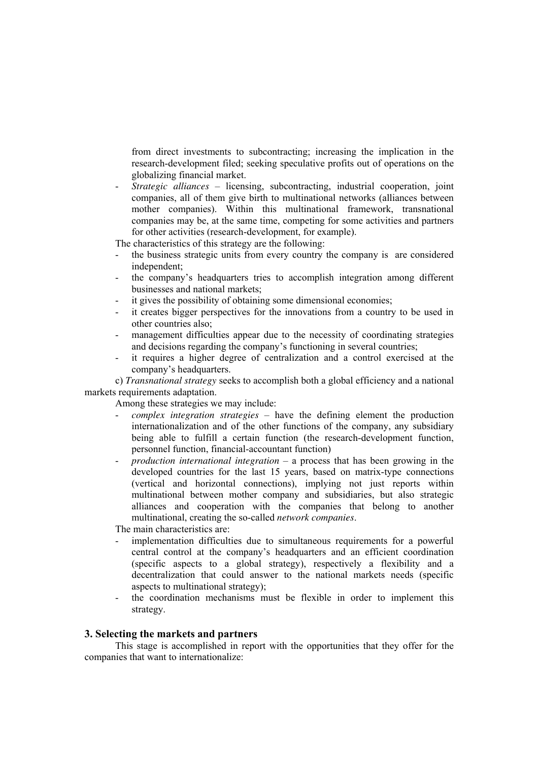from direct investments to subcontracting; increasing the implication in the research-development filed; seeking speculative profits out of operations on the globalizing financial market.

- *Strategic alliances* – licensing, subcontracting, industrial cooperation, joint companies, all of them give birth to multinational networks (alliances between mother companies). Within this multinational framework, transnational companies may be, at the same time, competing for some activities and partners for other activities (research-development, for example).

The characteristics of this strategy are the following:

- the business strategic units from every country the company is are considered independent;
- the company's headquarters tries to accomplish integration among different businesses and national markets;
- it gives the possibility of obtaining some dimensional economies;
- it creates bigger perspectives for the innovations from a country to be used in other countries also;
- management difficulties appear due to the necessity of coordinating strategies and decisions regarding the company's functioning in several countries;
- it requires a higher degree of centralization and a control exercised at the company's headquarters.

c) *Transnational strategy* seeks to accomplish both a global efficiency and a national markets requirements adaptation.

Among these strategies we may include:

- *complex integration strategies* – have the defining element the production internationalization and of the other functions of the company, any subsidiary being able to fulfill a certain function (the research-development function, personnel function, financial-accountant function)
- *production international integration* – a process that has been growing in the developed countries for the last 15 years, based on matrix-type connections (vertical and horizontal connections), implying not just reports within multinational between mother company and subsidiaries, but also strategic alliances and cooperation with the companies that belong to another multinational, creating the so-called *network companies*.

The main characteristics are:

- implementation difficulties due to simultaneous requirements for a powerful central control at the company's headquarters and an efficient coordination (specific aspects to a global strategy), respectively a flexibility and a decentralization that could answer to the national markets needs (specific aspects to multinational strategy);
- the coordination mechanisms must be flexible in order to implement this strategy.

### 3. Selecting the markets and partners

This stage is accomplished in report with the opportunities that they offer for the companies that want to internationalize: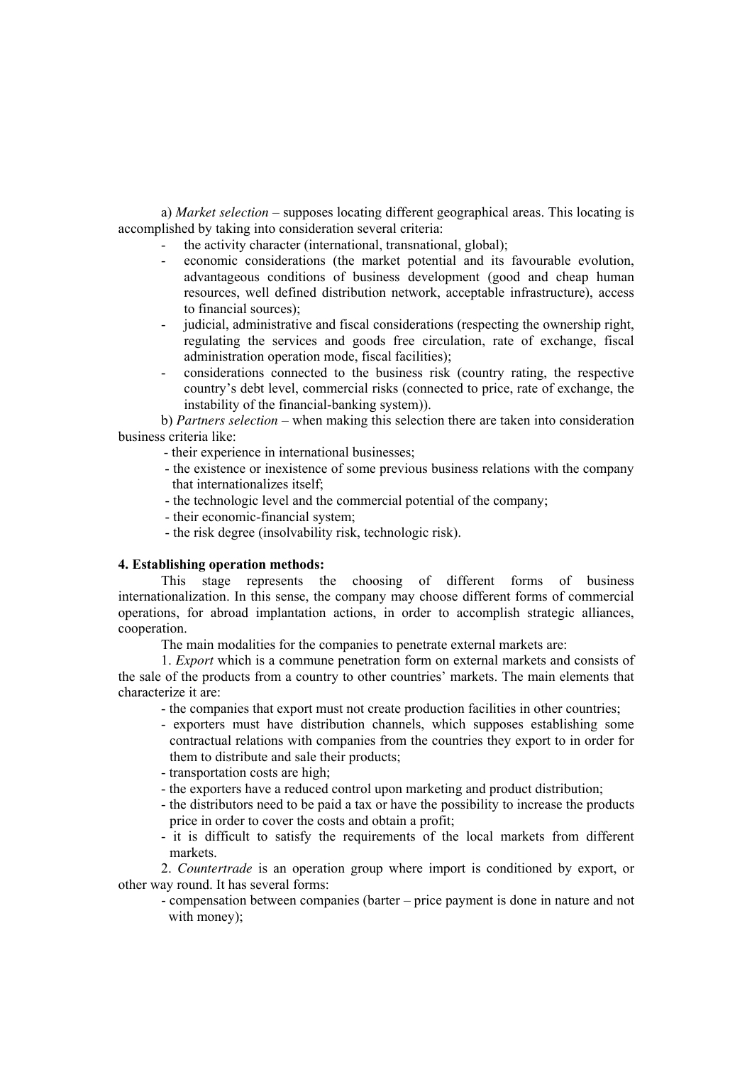a) *Market selection* – supposes locating different geographical areas. This locating is accomplished by taking into consideration several criteria:

- the activity character (international, transnational, global);
- economic considerations (the market potential and its favourable evolution, advantageous conditions of business development (good and cheap human resources, well defined distribution network, acceptable infrastructure), access to financial sources);
- judicial, administrative and fiscal considerations (respecting the ownership right, regulating the services and goods free circulation, rate of exchange, fiscal administration operation mode, fiscal facilities);
- considerations connected to the business risk (country rating, the respective country's debt level, commercial risks (connected to price, rate of exchange, the instability of the financial-banking system)).

b) *Partners selection* – when making this selection there are taken into consideration business criteria like:

- their experience in international businesses;
- the existence or inexistence of some previous business relations with the company that internationalizes itself;
- the technologic level and the commercial potential of the company;
- their economic-financial system;
- the risk degree (insolvability risk, technologic risk).

**4. Establishing operation methods:**

This stage represents the choosing of different forms of business internationalization. In this sense, the company may choose different forms of commercial operations, for abroad implantation actions, in order to accomplish strategic alliances, cooperation.

The main modalities for the companies to penetrate external markets are:

1. *Export* which is a commune penetration form on external markets and consists of the sale of the products from a country to other countries' markets. The main elements that characterize it are:

- the companies that export must not create production facilities in other countries;
- exporters must have distribution channels, which supposes establishing some contractual relations with companies from the countries they export to in order for them to distribute and sale their products;
- transportation costs are high;
- the exporters have a reduced control upon marketing and product distribution;
- the distributors need to be paid a tax or have the possibility to increase the products price in order to cover the costs and obtain a profit;
- it is difficult to satisfy the requirements of the local markets from different markets.

2. *Countertrade* is an operation group where import is conditioned by export, or other way round. It has several forms:

- compensation between companies (barter – price payment is done in nature and not with money);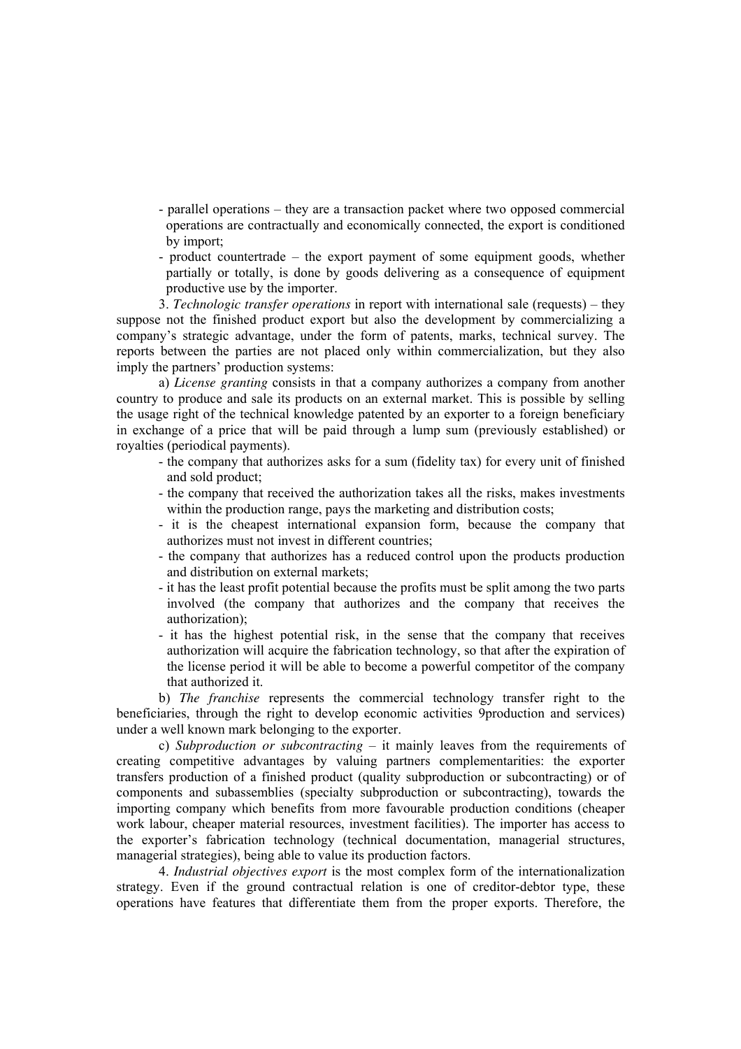- parallel operations – they are a transaction packet where two opposed commercial operations are contractually and economically connected, the export is conditioned by import;
- product countertrade – the export payment of some equipment goods, whether partially or totally, is done by goods delivering as a consequence of equipment productive use by the importer.

3. *Technologic transfer operations* in report with international sale (requests) – they suppose not the finished product export but also the development by commercializing a company's strategic advantage, under the form of patents, marks, technical survey. The reports between the parties are not placed only within commercialization, but they also imply the partners' production systems:

a) *License granting* consists in that a company authorizes a company from another country to produce and sale its products on an external market. This is possible by selling the usage right of the technical knowledge patented by an exporter to a foreign beneficiary in exchange of a price that will be paid through a lump sum (previously established) or royalties (periodical payments).

- the company that authorizes asks for a sum (fidelity tax) for every unit of finished and sold product;
- the company that received the authorization takes all the risks, makes investments within the production range, pays the marketing and distribution costs;
- it is the cheapest international expansion form, because the company that authorizes must not invest in different countries;
- the company that authorizes has a reduced control upon the products production and distribution on external markets;
- it has the least profit potential because the profits must be split among the two parts involved (the company that authorizes and the company that receives the authorization);
- it has the highest potential risk, in the sense that the company that receives authorization will acquire the fabrication technology, so that after the expiration of the license period it will be able to become a powerful competitor of the company that authorized it.

b) *The franchise* represents the commercial technology transfer right to the beneficiaries, through the right to develop economic activities 9production and services) under a well known mark belonging to the exporter.

c) *Subproduction or subcontracting* – it mainly leaves from the requirements of creating competitive advantages by valuing partners complementarities: the exporter transfers production of a finished product (quality subproduction or subcontracting) or of components and subassemblies (specialty subproduction or subcontracting), towards the importing company which benefits from more favourable production conditions (cheaper work labour, cheaper material resources, investment facilities). The importer has access to the exporter's fabrication technology (technical documentation, managerial structures, managerial strategies), being able to value its production factors.

4. *Industrial objectives export* is the most complex form of the internationalization strategy. Even if the ground contractual relation is one of creditor-debtor type, these operations have features that differentiate them from the proper exports. Therefore, the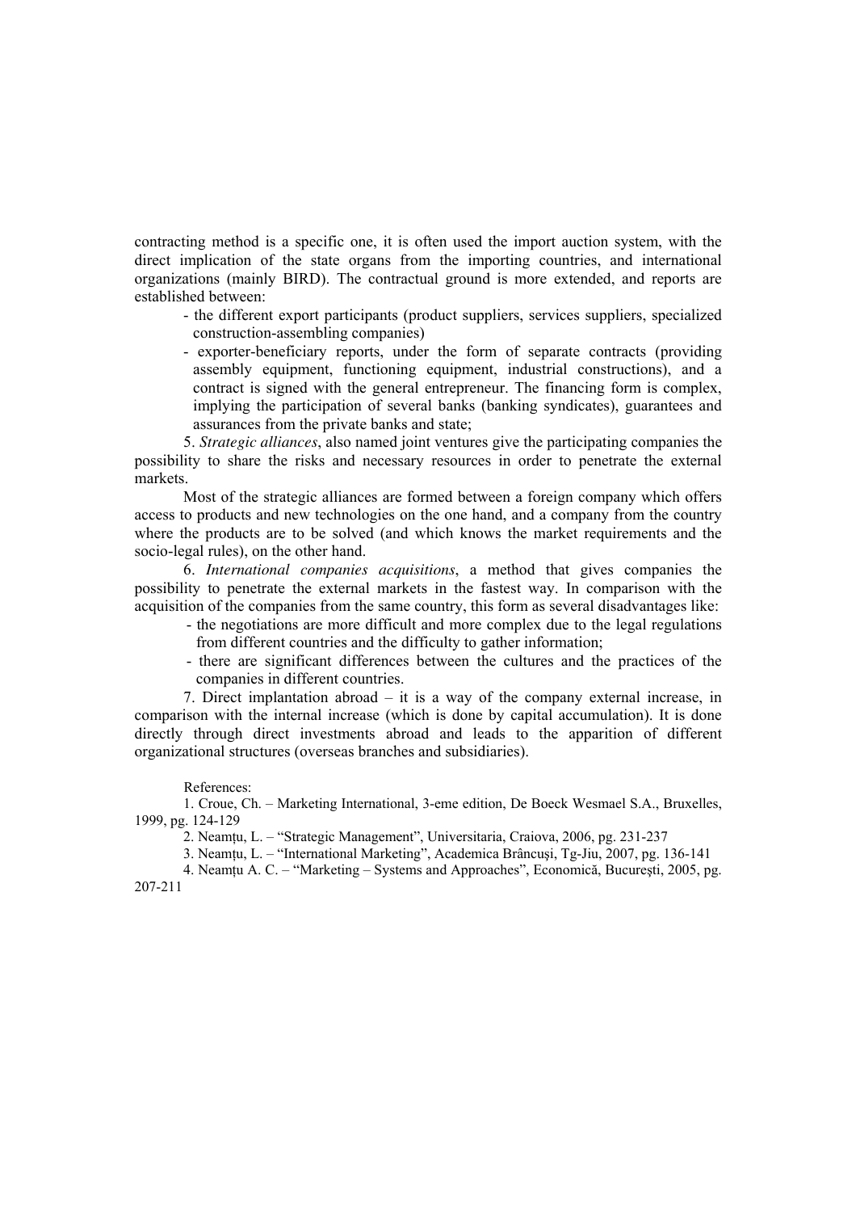contracting method is a specific one, it is often used the import auction system, with the direct implication of the state organs from the importing countries, and international organizations (mainly BIRD). The contractual ground is more extended, and reports are established between:

- the different export participants (product suppliers, services suppliers, specialized construction-assembling companies)
- exporter-beneficiary reports, under the form of separate contracts (providing assembly equipment, functioning equipment, industrial constructions), and a contract is signed with the general entrepreneur. The financing form is complex, implying the participation of several banks (banking syndicates), guarantees and assurances from the private banks and state;

5. *Strategic alliances*, also named joint ventures give the participating companies the possibility to share the risks and necessary resources in order to penetrate the external markets.

Most of the strategic alliances are formed between a foreign company which offers access to products and new technologies on the one hand, and a company from the country where the products are to be solved (and which knows the market requirements and the socio-legal rules), on the other hand.

6. *International companies acquisitions*, a method that gives companies the possibility to penetrate the external markets in the fastest way. In comparison with the acquisition of the companies from the same country, this form as several disadvantages like:

- the negotiations are more difficult and more complex due to the legal regulations from different countries and the difficulty to gather information;
- there are significant differences between the cultures and the practices of the companies in different countries.

7. Direct implantation abroad – it is a way of the company external increase, in comparison with the internal increase (which is done by capital accumulation). It is done directly through direct investments abroad and leads to the apparition of different organizational structures (overseas branches and subsidiaries).

References:

1. Croue, Ch. – Marketing International, 3-eme edition, De Boeck Wesmael S.A., Bruxelles, 1999, pg. 124-129
2. Neamțu, L. – "Strategic Management", Universitaria, Craiova, 2006, pg. 231-237
3. Neamțu, L. – "International Marketing", Academica Brâncuși, Tg-Jiu, 2007, pg. 136-141
4. Neamțu A. C. – "Marketing – Systems and Approaches", Economică, București, 2005, pg. 207-211